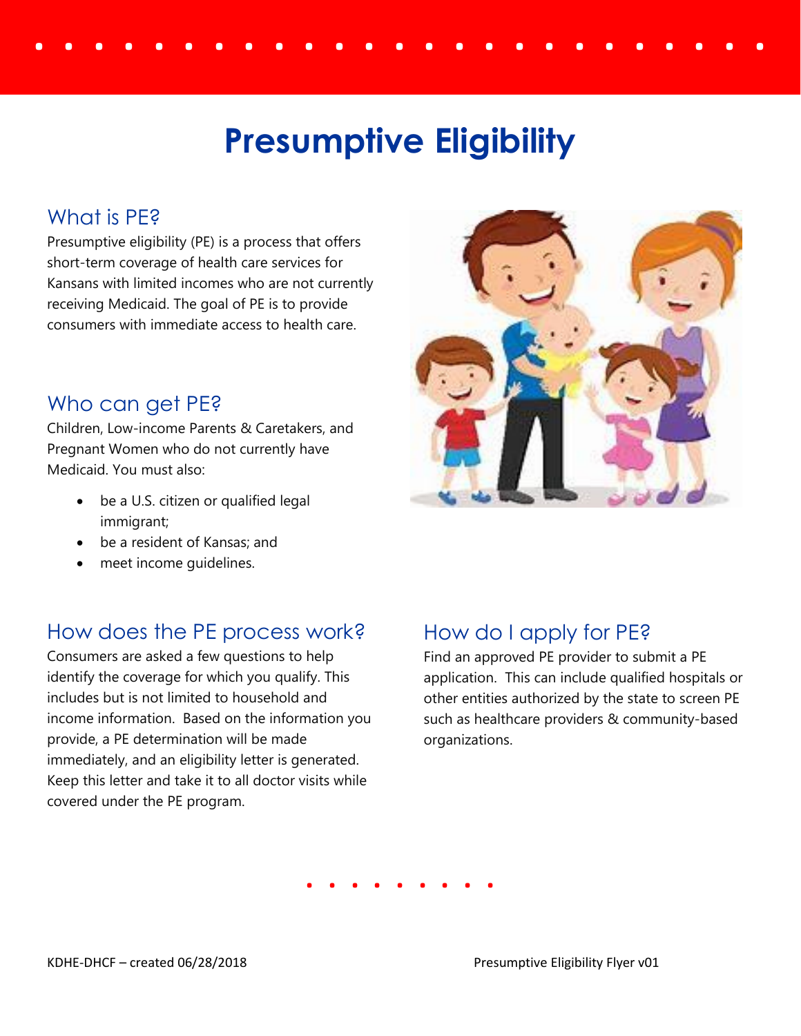# Presumptive Eligibility

## What is PE?

Presumptive eligibility (PE) is a process that offers short-term coverage of health care services for Kansans with limited incomes who are not currently receiving Medicaid. The goal of PE is to provide consumers with immediate access to health care.

## Who can get PE?

Children, Low-income Parents & Caretakers, and Pregnant Women who do not currently have Medicaid. You must also:

- be a U.S. citizen or qualified legal immigrant;
- be a resident of Kansas; and
- meet income guidelines.

## How does the PE process work?

Consumers are asked a few questions to help identify the coverage for which you qualify. This includes but is not limited to household and income information. Based on the information you provide, a PE determination will be made immediately, and an eligibility letter is generated. Keep this letter and take it to all doctor visits while covered under the PE program.

## How do I apply for PE?

Find an approved PE provider to submit a PE application. This can include qualified hospitals or other entities authorized by the state to screen PE such as healthcare providers & community-based organizations.

KDHE-DHCF – created 06/28/2018

Presumptive Eligibility Flyer v01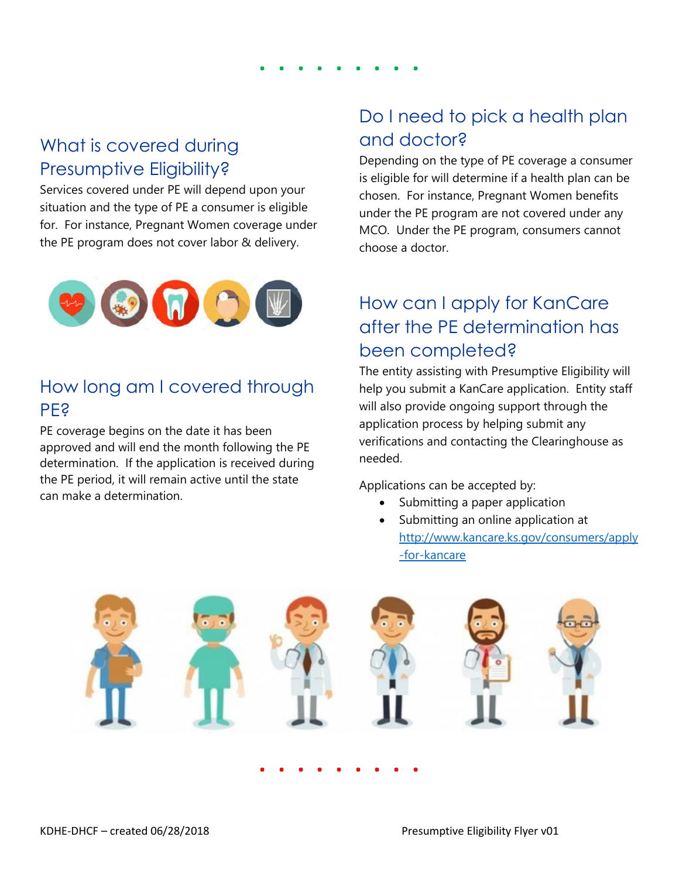## What is covered during Presumptive Eligibility?

Services covered under PE will depend upon your situation and the type of PE a consumer is eligible for. For instance, Pregnant Women coverage under the PE program does not cover labor & delivery.

## How long am I covered through PE?

PE coverage begins on the date it has been approved and will end the month following the PE determination. If the application is received during the PE period, it will remain active until the state can make a determination.

## Do I need to pick a health plan and doctor?

Depending on the type of PE coverage a consumer is eligible for will determine if a health plan can be chosen. For instance, Pregnant Women benefits under the PE program are not covered under any MCO. Under the PE program, consumers cannot choose a doctor.

## How can I apply for KanCare after the PE determination has been completed?

The entity assisting with Presumptive Eligibility will help you submit a KanCare application. Entity staff will also provide ongoing support through the application process by helping submit any verifications and contacting the Clearinghouse as needed.

Applications can be accepted by:

- Submitting a paper application
- Submitting an online application at [http://www.kancare.ks.gov/consumers/apply-for-kancare](http://www.kancare.ks.gov/consumers/apply-for-kancare)

KDHE-DHCF – created 06/28/2018

Presumptive Eligibility Flyer v01